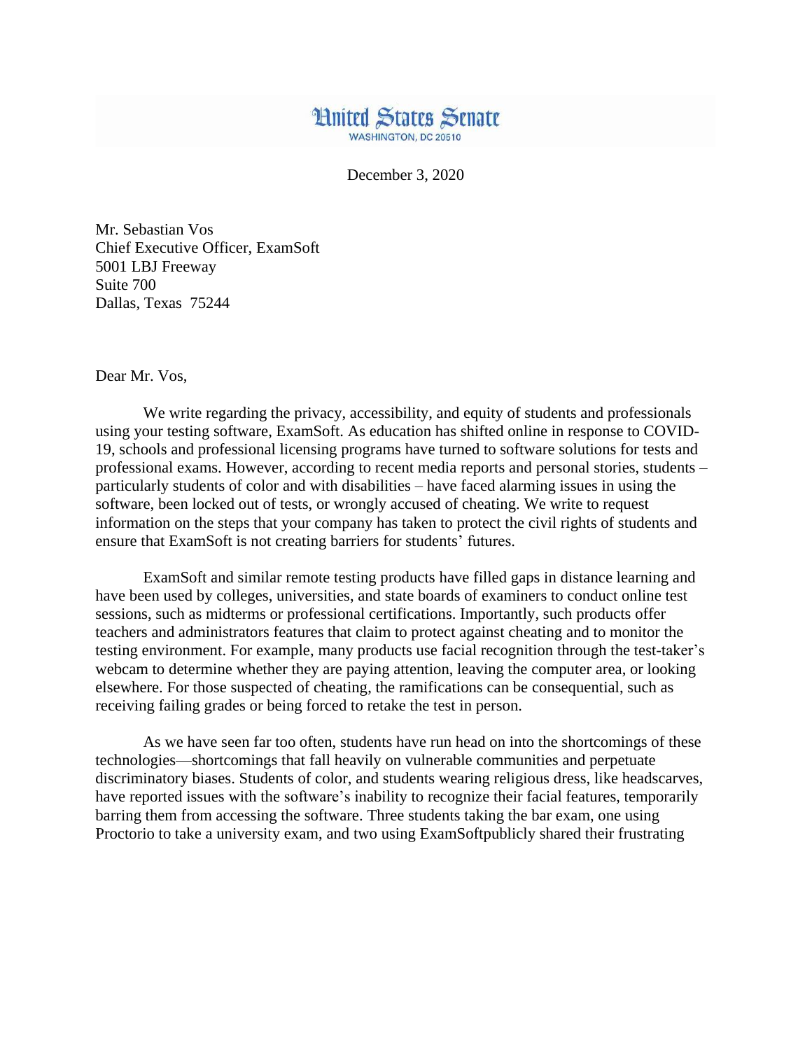United States Senate

WASHINGTON, DC 20510

December 3, 2020

Mr. Sebastian Vos  
Chief Executive Officer, ExamSoft  
5001 LBJ Freeway  
Suite 700  
Dallas, Texas 75244

Dear Mr. Vos,

We write regarding the privacy, accessibility, and equity of students and professionals using your testing software, ExamSoft. As education has shifted online in response to COVID-19, schools and professional licensing programs have turned to software solutions for tests and professional exams. However, according to recent media reports and personal stories, students – particularly students of color and with disabilities – have faced alarming issues in using the software, been locked out of tests, or wrongly accused of cheating. We write to request information on the steps that your company has taken to protect the civil rights of students and ensure that ExamSoft is not creating barriers for students' futures.

ExamSoft and similar remote testing products have filled gaps in distance learning and have been used by colleges, universities, and state boards of examiners to conduct online test sessions, such as midterms or professional certifications. Importantly, such products offer teachers and administrators features that claim to protect against cheating and to monitor the testing environment. For example, many products use facial recognition through the test-taker's webcam to determine whether they are paying attention, leaving the computer area, or looking elsewhere. For those suspected of cheating, the ramifications can be consequential, such as receiving failing grades or being forced to retake the test in person.

As we have seen far too often, students have run head on into the shortcomings of these technologies—shortcomings that fall heavily on vulnerable communities and perpetuate discriminatory biases. Students of color, and students wearing religious dress, like headscarves, have reported issues with the software's inability to recognize their facial features, temporarily barring them from accessing the software. Three students taking the bar exam, one using Proctorio to take a university exam, and two using ExamSoftpublicly shared their frustrating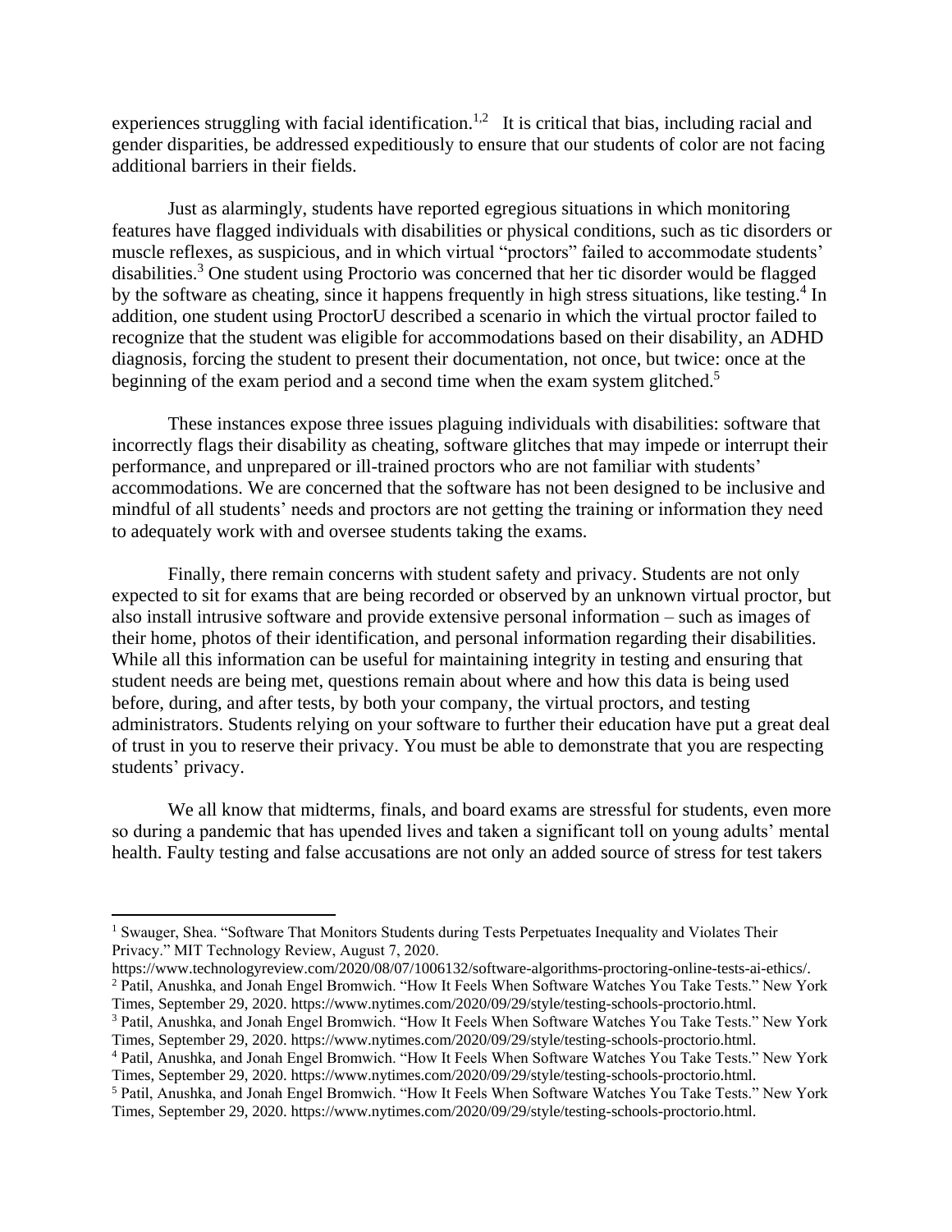experiences struggling with facial identification.[1,2] It is critical that bias, including racial and gender disparities, be addressed expeditiously to ensure that our students of color are not facing additional barriers in their fields.

Just as alarmingly, students have reported egregious situations in which monitoring features have flagged individuals with disabilities or physical conditions, such as tic disorders or muscle reflexes, as suspicious, and in which virtual "proctors" failed to accommodate students' disabilities.[3] One student using Proctorio was concerned that her tic disorder would be flagged by the software as cheating, since it happens frequently in high stress situations, like testing.[4] In addition, one student using ProctorU described a scenario in which the virtual proctor failed to recognize that the student was eligible for accommodations based on their disability, an ADHD diagnosis, forcing the student to present their documentation, not once, but twice: once at the beginning of the exam period and a second time when the exam system glitched.[5]

These instances expose three issues plaguing individuals with disabilities: software that incorrectly flags their disability as cheating, software glitches that may impede or interrupt their performance, and unprepared or ill-trained proctors who are not familiar with students' accommodations. We are concerned that the software has not been designed to be inclusive and mindful of all students' needs and proctors are not getting the training or information they need to adequately work with and oversee students taking the exams.

Finally, there remain concerns with student safety and privacy. Students are not only expected to sit for exams that are being recorded or observed by an unknown virtual proctor, but also install intrusive software and provide extensive personal information – such as images of their home, photos of their identification, and personal information regarding their disabilities. While all this information can be useful for maintaining integrity in testing and ensuring that student needs are being met, questions remain about where and how this data is being used before, during, and after tests, by both your company, the virtual proctors, and testing administrators. Students relying on your software to further their education have put a great deal of trust in you to reserve their privacy. You must be able to demonstrate that you are respecting students' privacy.

We all know that midterms, finals, and board exams are stressful for students, even more so during a pandemic that has upended lives and taken a significant toll on young adults' mental health. Faulty testing and false accusations are not only an added source of stress for test takers

---

[1] Swauger, Shea. "Software That Monitors Students during Tests Perpetuates Inequality and Violates Their Privacy." MIT Technology Review, August 7, 2020. https://www.technologyreview.com/2020/08/07/1006132/software-algorithms-proctoring-online-tests-ai-ethics/.

[2] Patil, Anushka, and Jonah Engel Bromwich. "How It Feels When Software Watches You Take Tests." New York Times, September 29, 2020. https://www.nytimes.com/2020/09/29/style/testing-schools-proctorio.html.

[3] Patil, Anushka, and Jonah Engel Bromwich. "How It Feels When Software Watches You Take Tests." New York Times, September 29, 2020. https://www.nytimes.com/2020/09/29/style/testing-schools-proctorio.html.

[4] Patil, Anushka, and Jonah Engel Bromwich. "How It Feels When Software Watches You Take Tests." New York Times, September 29, 2020. https://www.nytimes.com/2020/09/29/style/testing-schools-proctorio.html.

[5] Patil, Anushka, and Jonah Engel Bromwich. "How It Feels When Software Watches You Take Tests." New York Times, September 29, 2020. https://www.nytimes.com/2020/09/29/style/testing-schools-proctorio.html.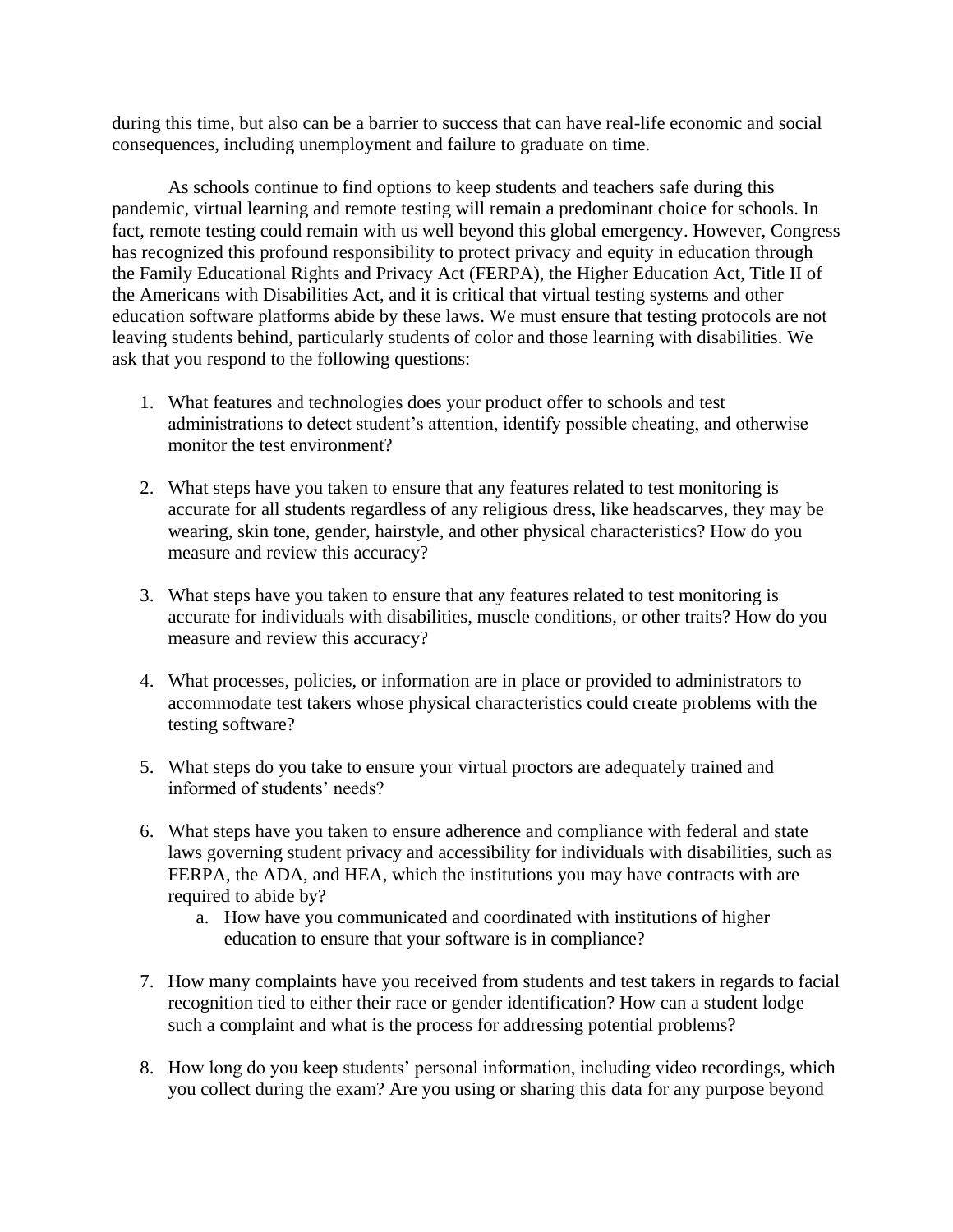during this time, but also can be a barrier to success that can have real-life economic and social consequences, including unemployment and failure to graduate on time.

As schools continue to find options to keep students and teachers safe during this pandemic, virtual learning and remote testing will remain a predominant choice for schools. In fact, remote testing could remain with us well beyond this global emergency. However, Congress has recognized this profound responsibility to protect privacy and equity in education through the Family Educational Rights and Privacy Act (FERPA), the Higher Education Act, Title II of the Americans with Disabilities Act, and it is critical that virtual testing systems and other education software platforms abide by these laws. We must ensure that testing protocols are not leaving students behind, particularly students of color and those learning with disabilities. We ask that you respond to the following questions:

1. What features and technologies does your product offer to schools and test administrations to detect student's attention, identify possible cheating, and otherwise monitor the test environment?

2. What steps have you taken to ensure that any features related to test monitoring is accurate for all students regardless of any religious dress, like headscarves, they may be wearing, skin tone, gender, hairstyle, and other physical characteristics? How do you measure and review this accuracy?

3. What steps have you taken to ensure that any features related to test monitoring is accurate for individuals with disabilities, muscle conditions, or other traits? How do you measure and review this accuracy?

4. What processes, policies, or information are in place or provided to administrators to accommodate test takers whose physical characteristics could create problems with the testing software?

5. What steps do you take to ensure your virtual proctors are adequately trained and informed of students' needs?

6. What steps have you taken to ensure adherence and compliance with federal and state laws governing student privacy and accessibility for individuals with disabilities, such as FERPA, the ADA, and HEA, which the institutions you may have contracts with are required to abide by?
   a. How have you communicated and coordinated with institutions of higher education to ensure that your software is in compliance?

7. How many complaints have you received from students and test takers in regards to facial recognition tied to either their race or gender identification? How can a student lodge such a complaint and what is the process for addressing potential problems?

8. How long do you keep students' personal information, including video recordings, which you collect during the exam? Are you using or sharing this data for any purpose beyond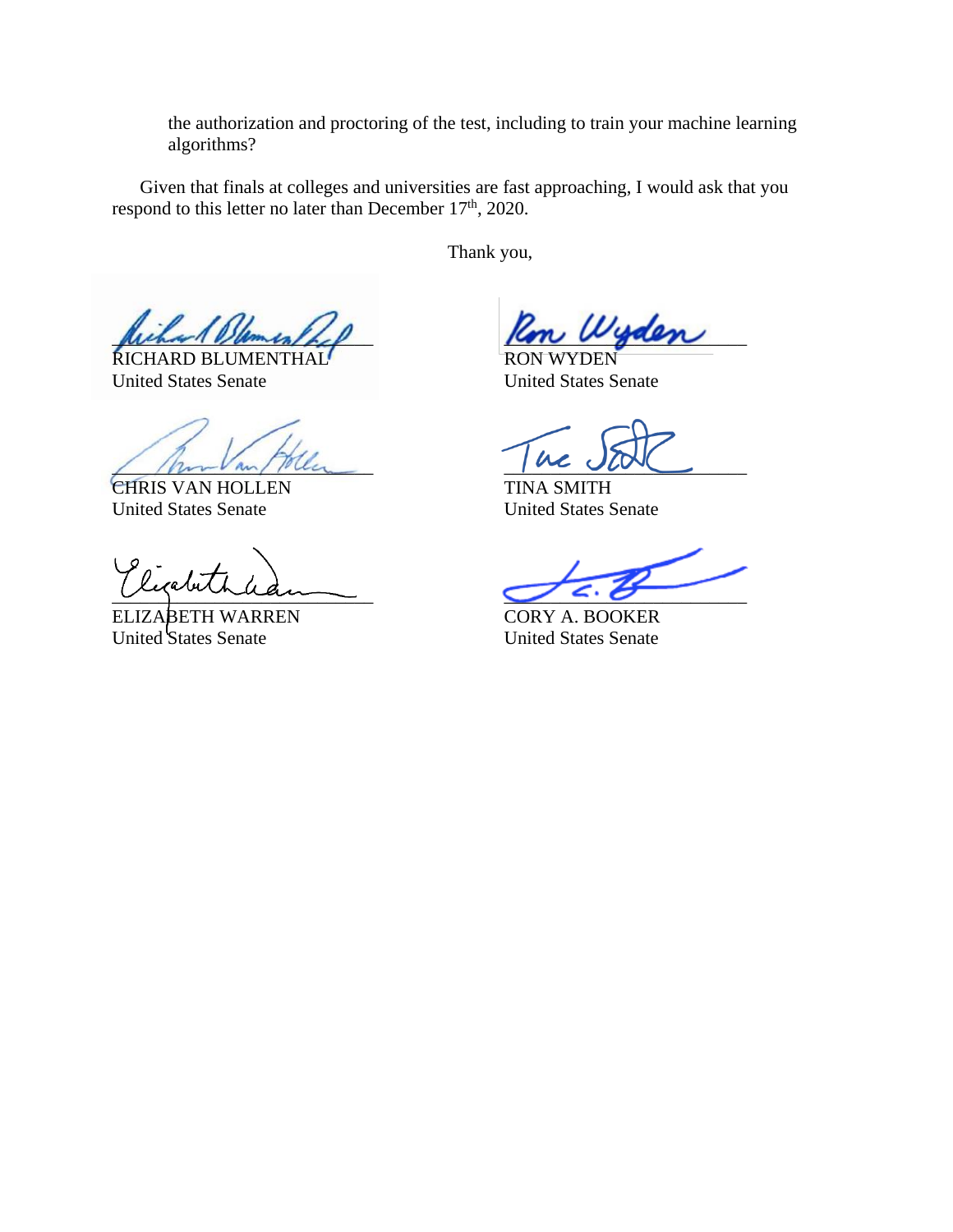the authorization and proctoring of the test, including to train your machine learning algorithms?

Given that finals at colleges and universities are fast approaching, I would ask that you respond to this letter no later than December 17th, 2020.

Thank you,

RICHARD BLUMENTHAL
United States Senate

RON WYDEN
United States Senate

CHRIS VAN HOLLEN
United States Senate

TINA SMITH
United States Senate

ELIZABETH WARREN
United States Senate

CORY A. BOOKER
United States Senate